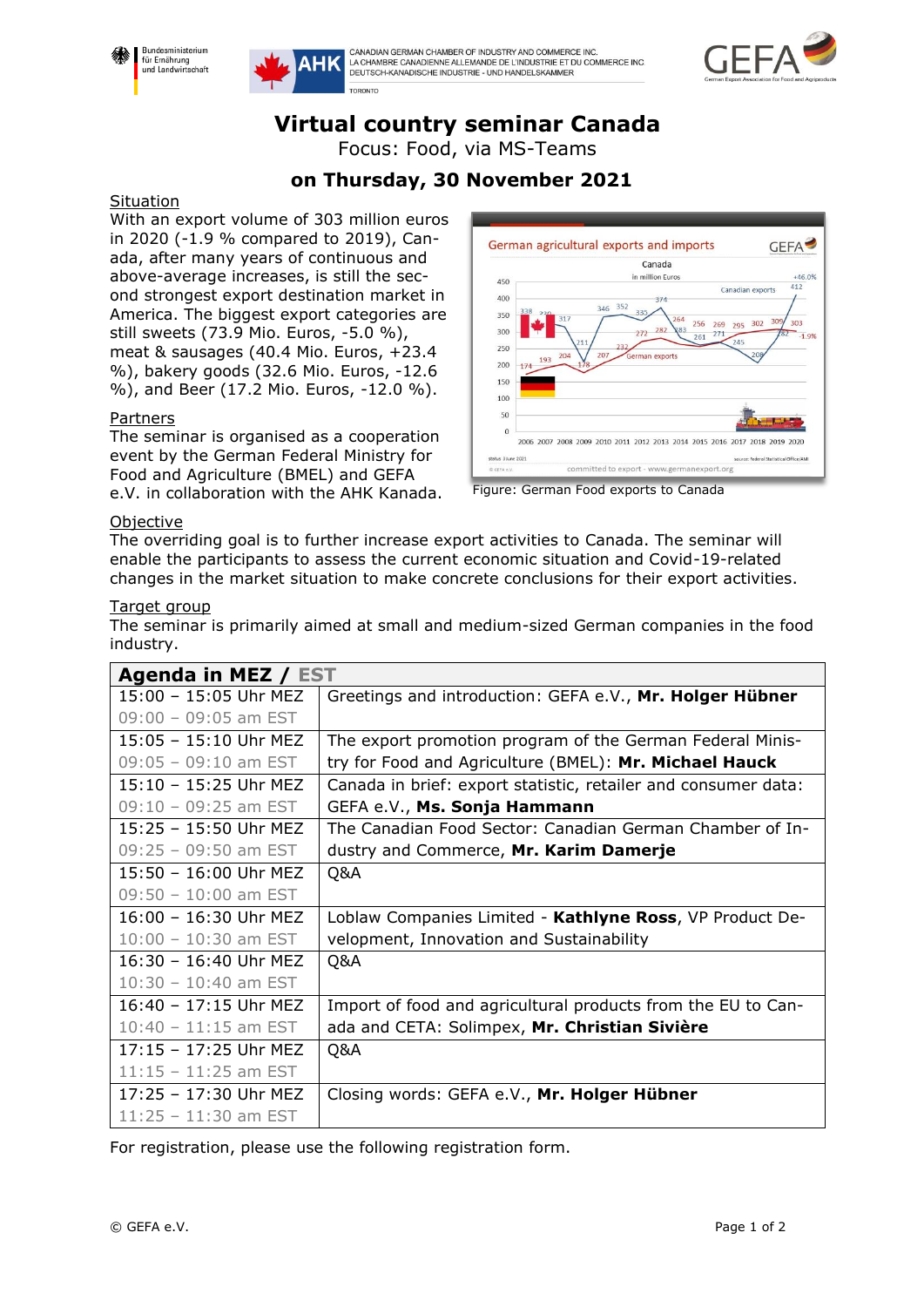# Virtual country seminar Canada

Focus: Food, via MS-Teams

## on Thursday, 30 November 2021

Situation

With an export volume of 303 million euros in 2020 (-1.9 % compared to 2019), Canada, after many years of continuous and above-average increases, is still the second and strongest export destination market in America. The biggest export categories are still sweets (73.9 Mio. Euros, -5.0 %), meat & sausages (40.4 Mio. Euros, +23.4 %), bakery goods (32.6 Mio. Euros, -12.6 %), and Beer (17.2 Mio. Euros, -12.0 %).

Partners

The seminar is organised as a cooperation event by the German Federal Ministry for Food and Agriculture (BMEL) and GEFA e.V. in collaboration with the AHK Kanada.

Figure: German Food exports to Canada

Objective

The overriding goal is to further increase export activities to Canada. The seminar will enable the participants to assess the current economic situation and Covid-19-related changes in the market situation to make concrete conclusions for their export activities.

Target group

The seminar is primarily aimed at small and medium-sized German companies in the food industry.

| Agenda in MEZ / EST | |
|---|---|
| 15:00 – 15:05 Uhr MEZ<br>09:00 – 09:05 am EST | Greetings and introduction: GEFA e.V., **Mr. Holger Hübner** |
| 15:05 – 15:10 Uhr MEZ<br>09:05 – 09:10 am EST | The export promotion program of the German Federal Ministry for Food and Agriculture (BMEL): **Mr. Michael Hauck** |
| 15:10 – 15:25 Uhr MEZ<br>09:10 – 09:25 am EST | Canada in brief: export statistic, retailer and consumer data: GEFA e.V., **Ms. Sonja Hammann** |
| 15:25 – 15:50 Uhr MEZ<br>09:25 – 09:50 am EST | The Canadian Food Sector: Canadian German Chamber of Industry and Commerce, **Mr. Karim Damerje** |
| 15:50 – 16:00 Uhr MEZ<br>09:50 – 10:00 am EST | Q&A |
| 16:00 – 16:30 Uhr MEZ<br>10:00 – 10:30 am EST | Loblaw Companies Limited - **Kathlyne Ross**, VP Product Development, Innovation and Sustainability |
| 16:30 – 16:40 Uhr MEZ<br>10:30 – 10:40 am EST | Q&A |
| 16:40 – 17:15 Uhr MEZ<br>10:40 – 11:15 am EST | Import of food and agricultural products from the EU to Canada and CETA: Solimpex, **Mr. Christian Sivière** |
| 17:15 – 17:25 Uhr MEZ<br>11:15 – 11:25 am EST | Q&A |
| 17:25 – 17:30 Uhr MEZ<br>11:25 – 11:30 am EST | Closing words: GEFA e.V., **Mr. Holger Hübner** |

For registration, please use the following registration form.

© GEFA e.V.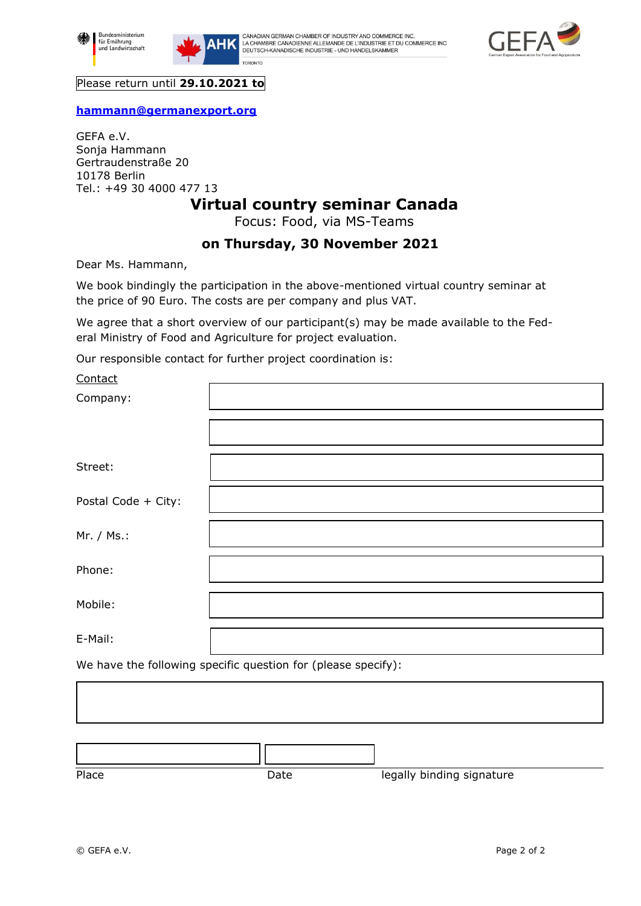Please return until **29.10.2021 to**

**hammann@germanexport.org**

GEFA e.V.
Sonja Hammann
Gertraudenstraße 20
10178 Berlin
Tel.: +49 30 4000 477 13

# Virtual country seminar Canada

Focus: Food, via MS-Teams

## on Thursday, 30 November 2021

Dear Ms. Hammann,

We book bindingly the participation in the above-mentioned virtual country seminar at the price of 90 Euro. The costs are per company and plus VAT.

We agree that a short overview of our participant(s) may be made available to the Federal Ministry of Food and Agriculture for project evaluation.

Our responsible contact for further project coordination is:

Contact

| | |
|---|---|
| Company: | |
| | |
| Street: | |
| Postal Code + City: | |
| Mr. / Ms.: | |
| Phone: | |
| Mobile: | |
| E-Mail: | |

We have the following specific question for (please specify):

| |
|---|
| |

| Place | Date | legally binding signature |
|---|---|---|
| | | |